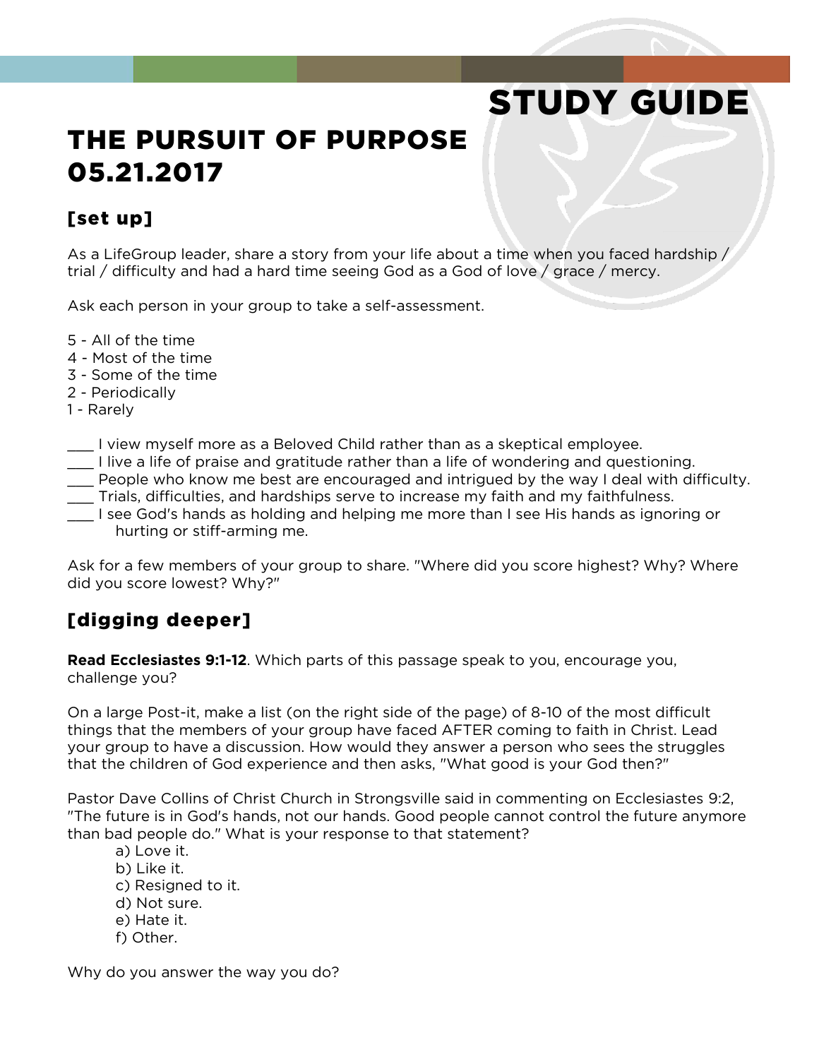# STUDY GUIDE

# THE PURSUIT OF PURPOSE
# 05.21.2017

## [set up]

As a LifeGroup leader, share a story from your life about a time when you faced hardship / trial / difficulty and had a hard time seeing God as a God of love / grace / mercy.

Ask each person in your group to take a self-assessment.

5 - All of the time
4 - Most of the time
3 - Some of the time
2 - Periodically
1 - Rarely

___ I view myself more as a Beloved Child rather than as a skeptical employee.
___ I live a life of praise and gratitude rather than a life of wondering and questioning.
___ People who know me best are encouraged and intrigued by the way I deal with difficulty.
___ Trials, difficulties, and hardships serve to increase my faith and my faithfulness.
___ I see God's hands as holding and helping me more than I see His hands as ignoring or hurting or stiff-arming me.

Ask for a few members of your group to share. "Where did you score highest? Why? Where did you score lowest? Why?"

## [digging deeper]

**Read Ecclesiastes 9:1-12**. Which parts of this passage speak to you, encourage you, challenge you?

On a large Post-it, make a list (on the right side of the page) of 8-10 of the most difficult things that the members of your group have faced AFTER coming to faith in Christ. Lead your group to have a discussion. How would they answer a person who sees the struggles that the children of God experience and then asks, "What good is your God then?"

Pastor Dave Collins of Christ Church in Strongsville said in commenting on Ecclesiastes 9:2, "The future is in God's hands, not our hands. Good people cannot control the future anymore than bad people do." What is your response to that statement?

a) Love it.
b) Like it.
c) Resigned to it.
d) Not sure.
e) Hate it.
f) Other.

Why do you answer the way you do?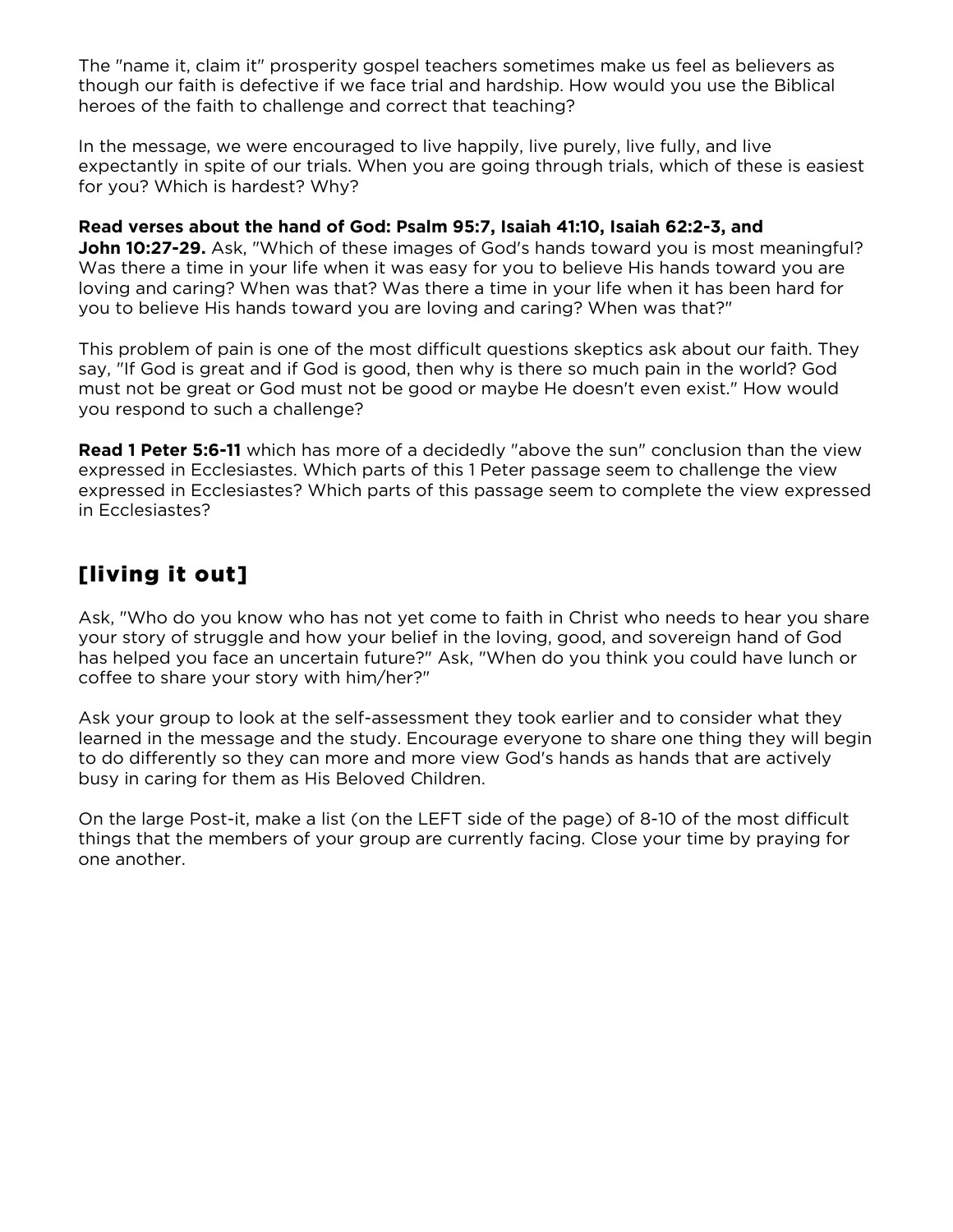The "name it, claim it" prosperity gospel teachers sometimes make us feel as believers as though our faith is defective if we face trial and hardship. How would you use the Biblical heroes of the faith to challenge and correct that teaching?

In the message, we were encouraged to live happily, live purely, live fully, and live expectantly in spite of our trials. When you are going through trials, which of these is easiest for you? Which is hardest? Why?

**Read verses about the hand of God: Psalm 95:7, Isaiah 41:10, Isaiah 62:2-3, and John 10:27-29.** Ask, "Which of these images of God's hands toward you is most meaningful? Was there a time in your life when it was easy for you to believe His hands toward you are loving and caring? When was that? Was there a time in your life when it has been hard for you to believe His hands toward you are loving and caring? When was that?"

This problem of pain is one of the most difficult questions skeptics ask about our faith. They say, "If God is great and if God is good, then why is there so much pain in the world? God must not be great or God must not be good or maybe He doesn't even exist." How would you respond to such a challenge?

**Read 1 Peter 5:6-11** which has more of a decidedly "above the sun" conclusion than the view expressed in Ecclesiastes. Which parts of this 1 Peter passage seem to challenge the view expressed in Ecclesiastes? Which parts of this passage seem to complete the view expressed in Ecclesiastes?

## [living it out]

Ask, "Who do you know who has not yet come to faith in Christ who needs to hear you share your story of struggle and how your belief in the loving, good, and sovereign hand of God has helped you face an uncertain future?" Ask, "When do you think you could have lunch or coffee to share your story with him/her?"

Ask your group to look at the self-assessment they took earlier and to consider what they learned in the message and the study. Encourage everyone to share one thing they will begin to do differently so they can more and more view God's hands as hands that are actively busy in caring for them as His Beloved Children.

On the large Post-it, make a list (on the LEFT side of the page) of 8-10 of the most difficult things that the members of your group are currently facing. Close your time by praying for one another.